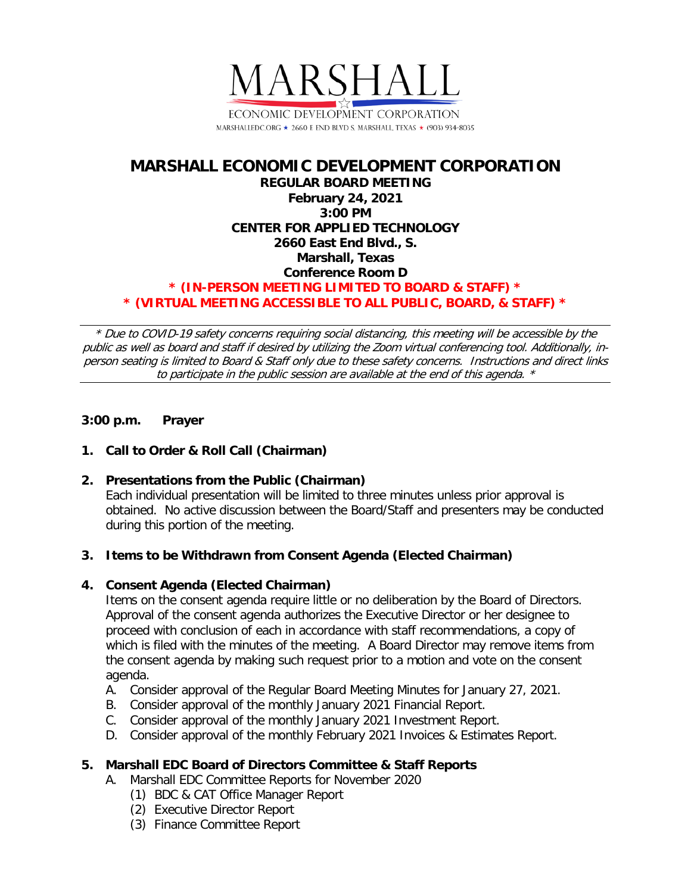MARSHALL

ECONOMIC DEVELOPMENT CORPORATION

MARSHALLEDC.ORG ★ 2660 E END BLVD S. MARSHALL, TEXAS ★ (903) 934-8035

# MARSHALL ECONOMIC DEVELOPMENT CORPORATION

**REGULAR BOARD MEETING**
**February 24, 2021**
**3:00 PM**
**CENTER FOR APPLIED TECHNOLOGY**
**2660 East End Blvd., S.**
**Marshall, Texas**
**Conference Room D**

**\* (IN-PERSON MEETING LIMITED TO BOARD & STAFF) \***
**\* (VIRTUAL MEETING ACCESSIBLE TO ALL PUBLIC, BOARD, & STAFF) \***

---

*\* Due to COVID-19 safety concerns requiring social distancing, this meeting will be accessible by the public as well as board and staff if desired by utilizing the Zoom virtual conferencing tool. Additionally, in-person seating is limited to Board & Staff only due to these safety concerns. Instructions and direct links to participate in the public session are available at the end of this agenda. \**

---

**3:00 p.m. Prayer**

**1. Call to Order & Roll Call (Chairman)**

**2. Presentations from the Public (Chairman)**
Each individual presentation will be limited to three minutes unless prior approval is obtained. No active discussion between the Board/Staff and presenters may be conducted during this portion of the meeting.

**3. Items to be Withdrawn from Consent Agenda (Elected Chairman)**

**4. Consent Agenda (Elected Chairman)**
Items on the consent agenda require little or no deliberation by the Board of Directors. Approval of the consent agenda authorizes the Executive Director or her designee to proceed with conclusion of each in accordance with staff recommendations, a copy of which is filed with the minutes of the meeting. A Board Director may remove items from the consent agenda by making such request prior to a motion and vote on the consent agenda.

A. Consider approval of the Regular Board Meeting Minutes for January 27, 2021.
B. Consider approval of the monthly January 2021 Financial Report.
C. Consider approval of the monthly January 2021 Investment Report.
D. Consider approval of the monthly February 2021 Invoices & Estimates Report.

**5. Marshall EDC Board of Directors Committee & Staff Reports**

A. Marshall EDC Committee Reports for November 2020
   (1) BDC & CAT Office Manager Report
   (2) Executive Director Report
   (3) Finance Committee Report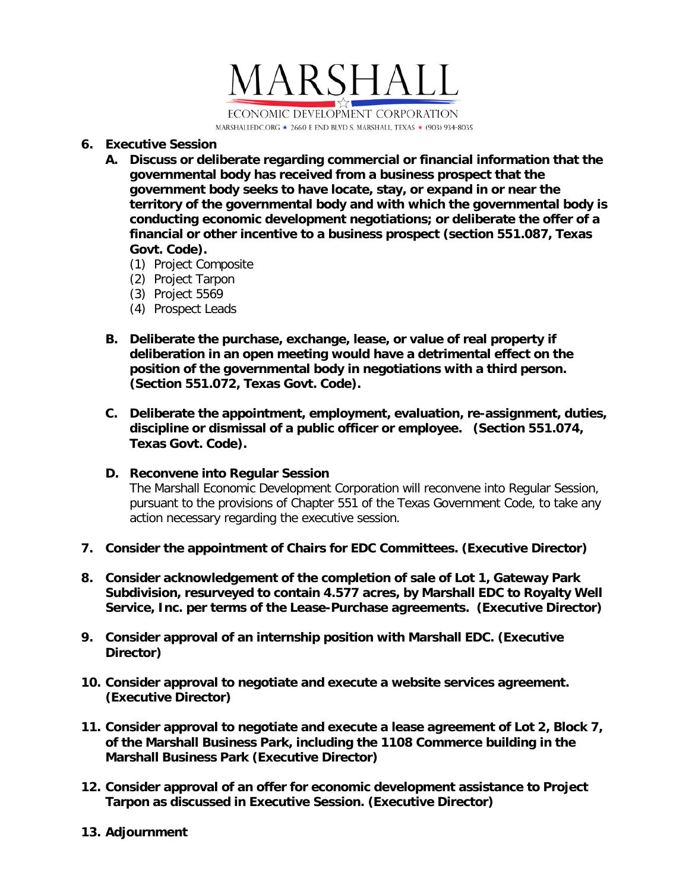6. **Executive Session**
   - **A. Discuss or deliberate regarding commercial or financial information that the governmental body has received from a business prospect that the government body seeks to have locate, stay, or expand in or near the territory of the governmental body and with which the governmental body is conducting economic development negotiations; or deliberate the offer of a financial or other incentive to a business prospect (section 551.087, Texas Govt. Code).**
     - (1) Project Composite
     - (2) Project Tarpon
     - (3) Project 5569
     - (4) Prospect Leads
   - **B. Deliberate the purchase, exchange, lease, or value of real property if deliberation in an open meeting would have a detrimental effect on the position of the governmental body in negotiations with a third person. (Section 551.072, Texas Govt. Code).**
   - **C. Deliberate the appointment, employment, evaluation, re-assignment, duties, discipline or dismissal of a public officer or employee. (Section 551.074, Texas Govt. Code).**
   - **D. Reconvene into Regular Session**

     The Marshall Economic Development Corporation will reconvene into Regular Session, pursuant to the provisions of Chapter 551 of the Texas Government Code, to take any action necessary regarding the executive session.

7. **Consider the appointment of Chairs for EDC Committees. (Executive Director)**

8. **Consider acknowledgement of the completion of sale of Lot 1, Gateway Park Subdivision, resurveyed to contain 4.577 acres, by Marshall EDC to Royalty Well Service, Inc. per terms of the Lease-Purchase agreements. (Executive Director)**

9. **Consider approval of an internship position with Marshall EDC. (Executive Director)**

10. **Consider approval to negotiate and execute a website services agreement. (Executive Director)**

11. **Consider approval to negotiate and execute a lease agreement of Lot 2, Block 7, of the Marshall Business Park, including the 1108 Commerce building in the Marshall Business Park (Executive Director)**

12. **Consider approval of an offer for economic development assistance to Project Tarpon as discussed in Executive Session. (Executive Director)**

13. **Adjournment**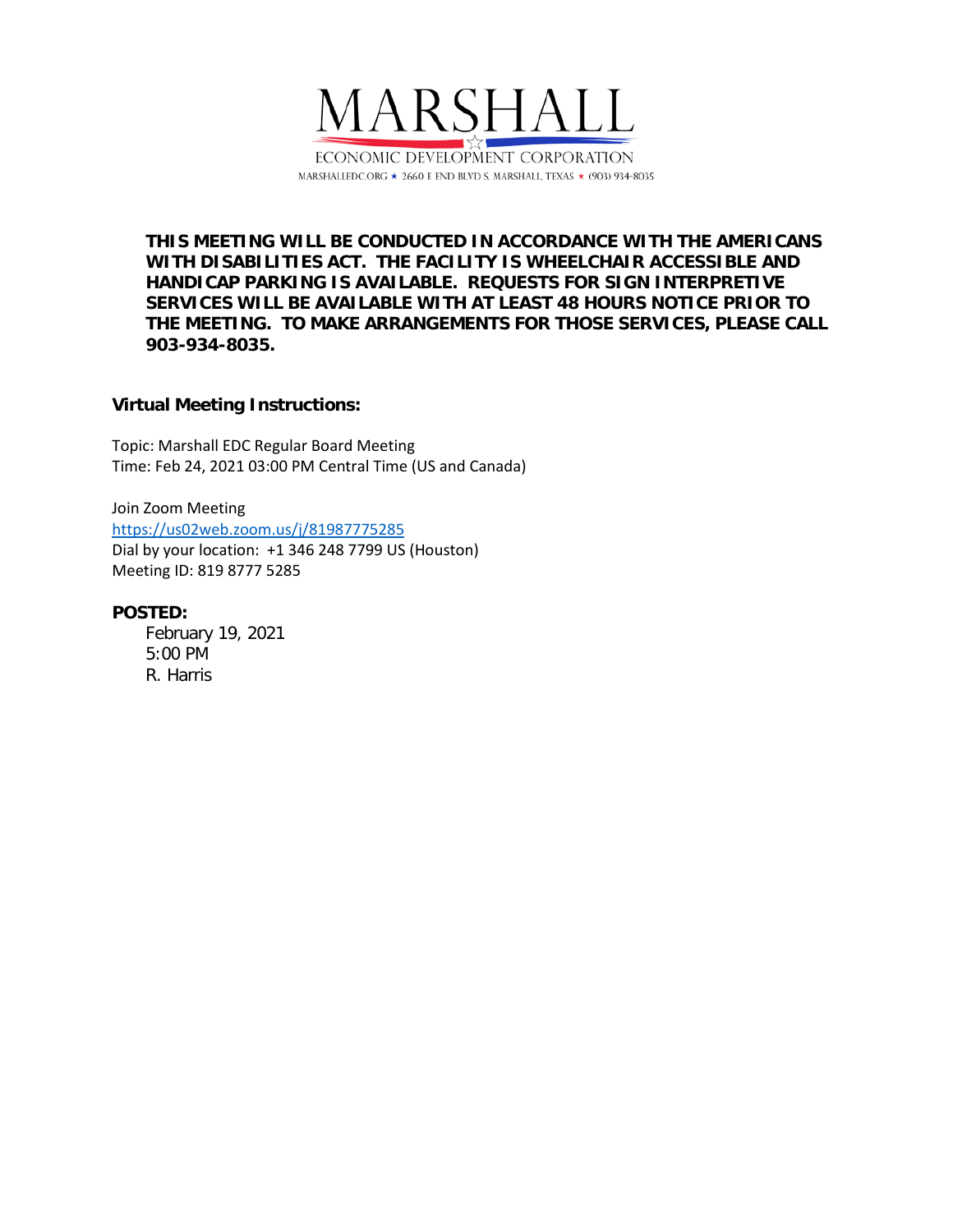MARSHALL

ECONOMIC DEVELOPMENT CORPORATION

MARSHALLEDC.ORG ★ 2660 E END BLVD S. MARSHALL, TEXAS ★ (903) 934-8035

**THIS MEETING WILL BE CONDUCTED IN ACCORDANCE WITH THE AMERICANS WITH DISABILITIES ACT. THE FACILITY IS WHEELCHAIR ACCESSIBLE AND HANDICAP PARKING IS AVAILABLE. REQUESTS FOR SIGN INTERPRETIVE SERVICES WILL BE AVAILABLE WITH AT LEAST 48 HOURS NOTICE PRIOR TO THE MEETING. TO MAKE ARRANGEMENTS FOR THOSE SERVICES, PLEASE CALL 903-934-8035.**

**Virtual Meeting Instructions:**

Topic: Marshall EDC Regular Board Meeting
Time: Feb 24, 2021 03:00 PM Central Time (US and Canada)

Join Zoom Meeting
https://us02web.zoom.us/j/81987775285
Dial by your location: +1 346 248 7799 US (Houston)
Meeting ID: 819 8777 5285

**POSTED:**

February 19, 2021
5:00 PM
R. Harris